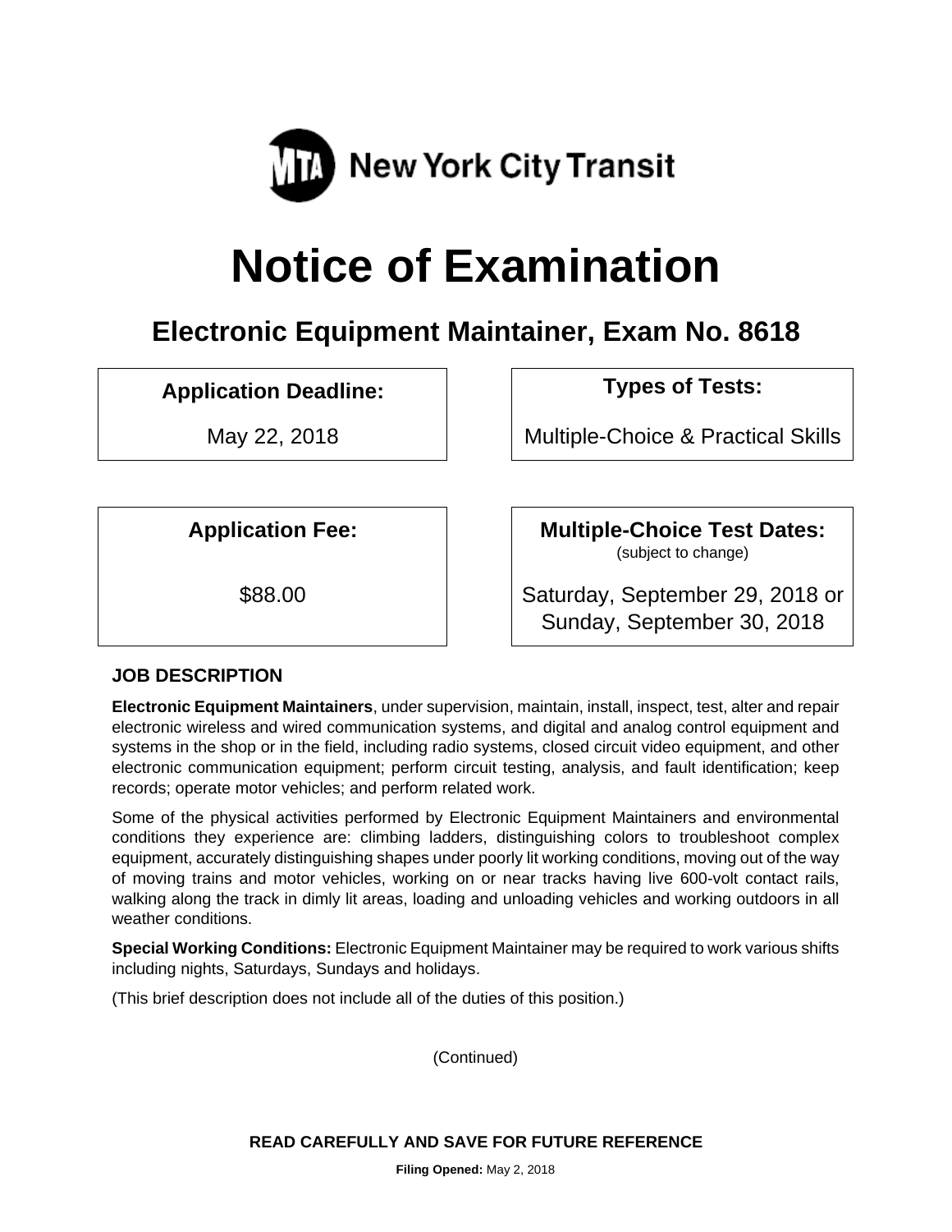New York City Transit

# Notice of Examination

## Electronic Equipment Maintainer, Exam No. 8618

**Application Deadline:**

May 22, 2018

**Types of Tests:**

Multiple-Choice & Practical Skills

**Application Fee:**

$88.00

**Multiple-Choice Test Dates:**
(subject to change)

Saturday, September 29, 2018 or
Sunday, September 30, 2018

### JOB DESCRIPTION

**Electronic Equipment Maintainers**, under supervision, maintain, install, inspect, test, alter and repair electronic wireless and wired communication systems, and digital and analog control equipment and systems in the shop or in the field, including radio systems, closed circuit video equipment, and other electronic communication equipment; perform circuit testing, analysis, and fault identification; keep records; operate motor vehicles; and perform related work.

Some of the physical activities performed by Electronic Equipment Maintainers and environmental conditions they experience are: climbing ladders, distinguishing colors to troubleshoot complex equipment, accurately distinguishing shapes under poorly lit working conditions, moving out of the way of moving trains and motor vehicles, working on or near tracks having live 600-volt contact rails, walking along the track in dimly lit areas, loading and unloading vehicles and working outdoors in all weather conditions.

**Special Working Conditions:** Electronic Equipment Maintainer may be required to work various shifts including nights, Saturdays, Sundays and holidays.

(This brief description does not include all of the duties of this position.)

(Continued)

**READ CAREFULLY AND SAVE FOR FUTURE REFERENCE**

**Filing Opened:** May 2, 2018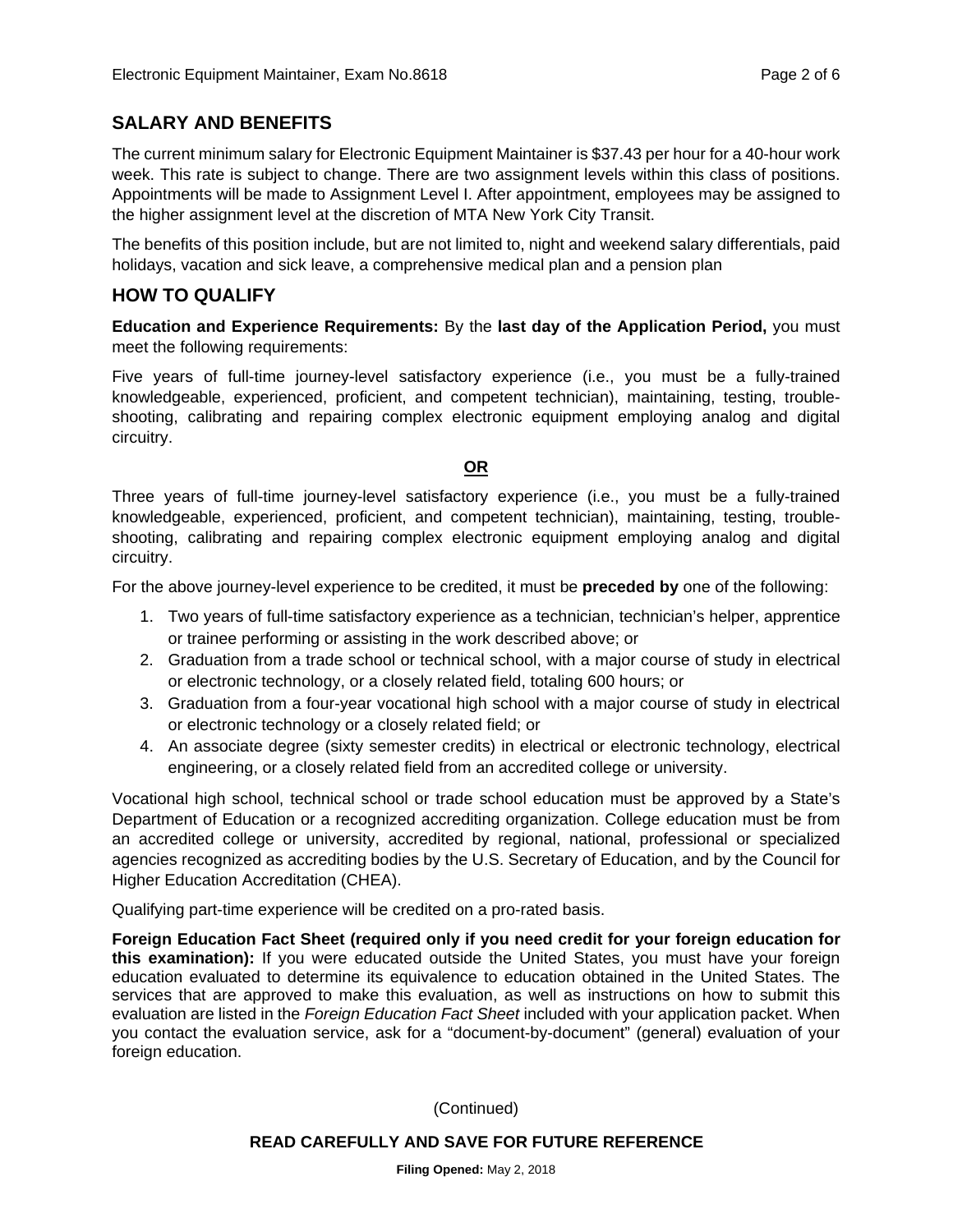## SALARY AND BENEFITS

The current minimum salary for Electronic Equipment Maintainer is $37.43 per hour for a 40-hour work week. This rate is subject to change. There are two assignment levels within this class of positions. Appointments will be made to Assignment Level I. After appointment, employees may be assigned to the higher assignment level at the discretion of MTA New York City Transit.

The benefits of this position include, but are not limited to, night and weekend salary differentials, paid holidays, vacation and sick leave, a comprehensive medical plan and a pension plan

## HOW TO QUALIFY

**Education and Experience Requirements:** By the **last day of the Application Period,** you must meet the following requirements:

Five years of full-time journey-level satisfactory experience (i.e., you must be a fully-trained knowledgeable, experienced, proficient, and competent technician), maintaining, testing, trouble-shooting, calibrating and repairing complex electronic equipment employing analog and digital circuitry.

**OR**

Three years of full-time journey-level satisfactory experience (i.e., you must be a fully-trained knowledgeable, experienced, proficient, and competent technician), maintaining, testing, trouble-shooting, calibrating and repairing complex electronic equipment employing analog and digital circuitry.

For the above journey-level experience to be credited, it must be **preceded by** one of the following:

1. Two years of full-time satisfactory experience as a technician, technician's helper, apprentice or trainee performing or assisting in the work described above; or
2. Graduation from a trade school or technical school, with a major course of study in electrical or electronic technology, or a closely related field, totaling 600 hours; or
3. Graduation from a four-year vocational high school with a major course of study in electrical or electronic technology or a closely related field; or
4. An associate degree (sixty semester credits) in electrical or electronic technology, electrical engineering, or a closely related field from an accredited college or university.

Vocational high school, technical school or trade school education must be approved by a State's Department of Education or a recognized accrediting organization. College education must be from an accredited college or university, accredited by regional, national, professional or specialized agencies recognized as accrediting bodies by the U.S. Secretary of Education, and by the Council for Higher Education Accreditation (CHEA).

Qualifying part-time experience will be credited on a pro-rated basis.

**Foreign Education Fact Sheet (required only if you need credit for your foreign education for this examination):** If you were educated outside the United States, you must have your foreign education evaluated to determine its equivalence to education obtained in the United States. The services that are approved to make this evaluation, as well as instructions on how to submit this evaluation are listed in the *Foreign Education Fact Sheet* included with your application packet. When you contact the evaluation service, ask for a "document-by-document" (general) evaluation of your foreign education.

(Continued)

**READ CAREFULLY AND SAVE FOR FUTURE REFERENCE**

**Filing Opened:** May 2, 2018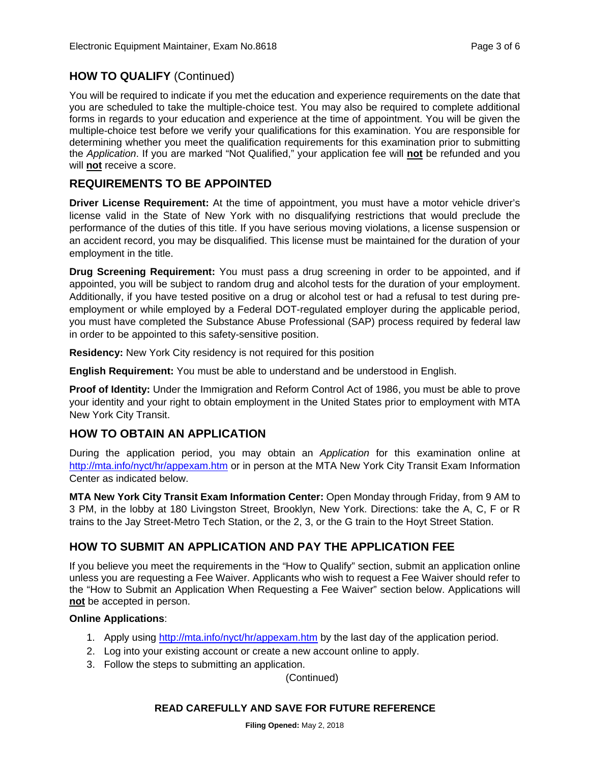## HOW TO QUALIFY (Continued)

You will be required to indicate if you met the education and experience requirements on the date that you are scheduled to take the multiple-choice test. You may also be required to complete additional forms in regards to your education and experience at the time of appointment. You will be given the multiple-choice test before we verify your qualifications for this examination. You are responsible for determining whether you meet the qualification requirements for this examination prior to submitting the *Application*. If you are marked "Not Qualified," your application fee will **not** be refunded and you will **not** receive a score.

## REQUIREMENTS TO BE APPOINTED

**Driver License Requirement:** At the time of appointment, you must have a motor vehicle driver's license valid in the State of New York with no disqualifying restrictions that would preclude the performance of the duties of this title. If you have serious moving violations, a license suspension or an accident record, you may be disqualified. This license must be maintained for the duration of your employment in the title.

**Drug Screening Requirement:** You must pass a drug screening in order to be appointed, and if appointed, you will be subject to random drug and alcohol tests for the duration of your employment. Additionally, if you have tested positive on a drug or alcohol test or had a refusal to test during pre-employment or while employed by a Federal DOT-regulated employer during the applicable period, you must have completed the Substance Abuse Professional (SAP) process required by federal law in order to be appointed to this safety-sensitive position.

**Residency:** New York City residency is not required for this position

**English Requirement:** You must be able to understand and be understood in English.

**Proof of Identity:** Under the Immigration and Reform Control Act of 1986, you must be able to prove your identity and your right to obtain employment in the United States prior to employment with MTA New York City Transit.

## HOW TO OBTAIN AN APPLICATION

During the application period, you may obtain an *Application* for this examination online at http://mta.info/nyct/hr/appexam.htm or in person at the MTA New York City Transit Exam Information Center as indicated below.

**MTA New York City Transit Exam Information Center:** Open Monday through Friday, from 9 AM to 3 PM, in the lobby at 180 Livingston Street, Brooklyn, New York. Directions: take the A, C, F or R trains to the Jay Street-Metro Tech Station, or the 2, 3, or the G train to the Hoyt Street Station.

## HOW TO SUBMIT AN APPLICATION AND PAY THE APPLICATION FEE

If you believe you meet the requirements in the "How to Qualify" section, submit an application online unless you are requesting a Fee Waiver. Applicants who wish to request a Fee Waiver should refer to the "How to Submit an Application When Requesting a Fee Waiver" section below. Applications will **not** be accepted in person.

**Online Applications**:

1. Apply using http://mta.info/nyct/hr/appexam.htm by the last day of the application period.
2. Log into your existing account or create a new account online to apply.
3. Follow the steps to submitting an application.

(Continued)

**READ CAREFULLY AND SAVE FOR FUTURE REFERENCE**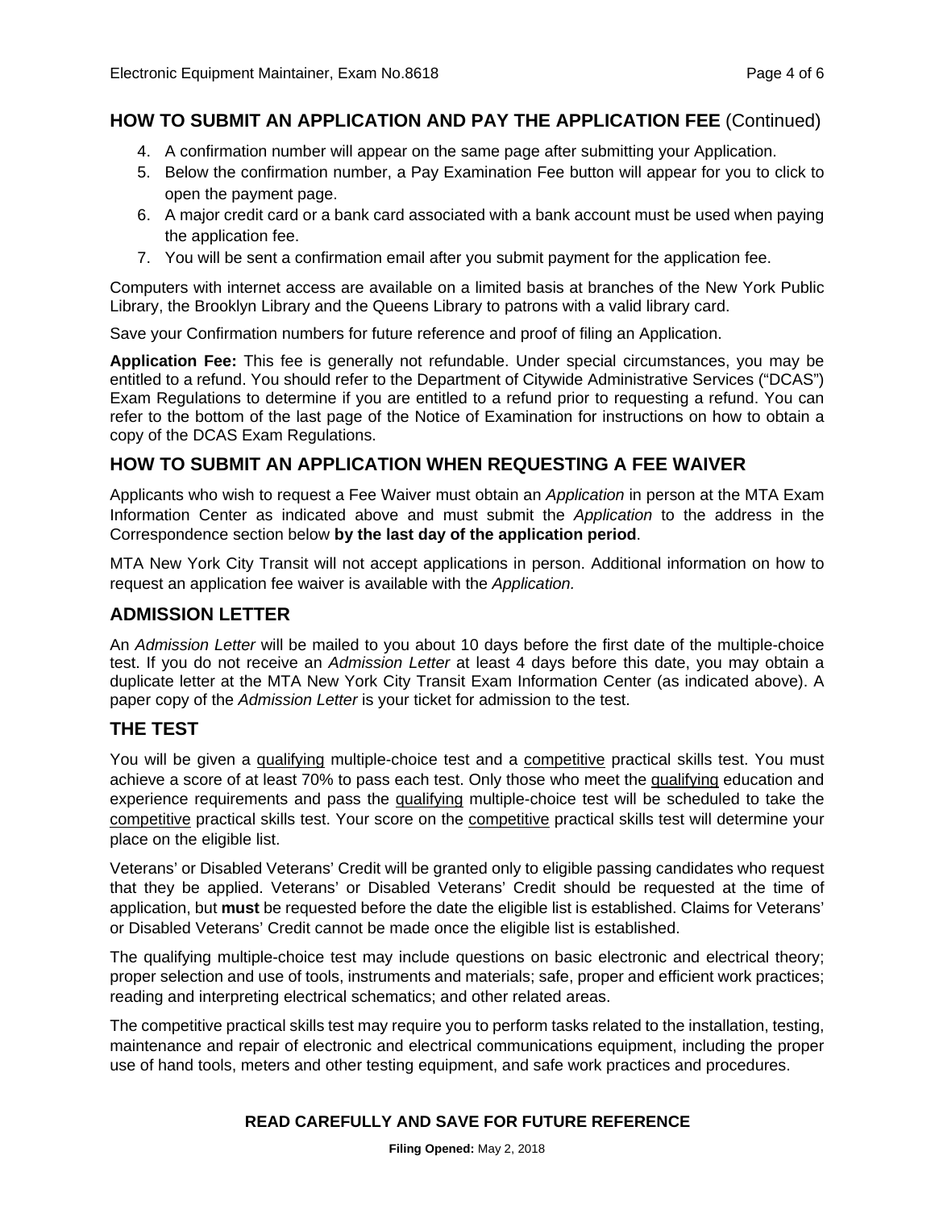## HOW TO SUBMIT AN APPLICATION AND PAY THE APPLICATION FEE (Continued)

4. A confirmation number will appear on the same page after submitting your Application.
5. Below the confirmation number, a Pay Examination Fee button will appear for you to click to open the payment page.
6. A major credit card or a bank card associated with a bank account must be used when paying the application fee.
7. You will be sent a confirmation email after you submit payment for the application fee.

Computers with internet access are available on a limited basis at branches of the New York Public Library, the Brooklyn Library and the Queens Library to patrons with a valid library card.

Save your Confirmation numbers for future reference and proof of filing an Application.

**Application Fee:** This fee is generally not refundable. Under special circumstances, you may be entitled to a refund. You should refer to the Department of Citywide Administrative Services ("DCAS") Exam Regulations to determine if you are entitled to a refund prior to requesting a refund. You can refer to the bottom of the last page of the Notice of Examination for instructions on how to obtain a copy of the DCAS Exam Regulations.

## HOW TO SUBMIT AN APPLICATION WHEN REQUESTING A FEE WAIVER

Applicants who wish to request a Fee Waiver must obtain an *Application* in person at the MTA Exam Information Center as indicated above and must submit the *Application* to the address in the Correspondence section below **by the last day of the application period**.

MTA New York City Transit will not accept applications in person. Additional information on how to request an application fee waiver is available with the *Application.*

## ADMISSION LETTER

An *Admission Letter* will be mailed to you about 10 days before the first date of the multiple-choice test. If you do not receive an *Admission Letter* at least 4 days before this date, you may obtain a duplicate letter at the MTA New York City Transit Exam Information Center (as indicated above). A paper copy of the *Admission Letter* is your ticket for admission to the test.

## THE TEST

You will be given a qualifying multiple-choice test and a competitive practical skills test. You must achieve a score of at least 70% to pass each test. Only those who meet the qualifying education and experience requirements and pass the qualifying multiple-choice test will be scheduled to take the competitive practical skills test. Your score on the competitive practical skills test will determine your place on the eligible list.

Veterans' or Disabled Veterans' Credit will be granted only to eligible passing candidates who request that they be applied. Veterans' or Disabled Veterans' Credit should be requested at the time of application, but **must** be requested before the date the eligible list is established. Claims for Veterans' or Disabled Veterans' Credit cannot be made once the eligible list is established.

The qualifying multiple-choice test may include questions on basic electronic and electrical theory; proper selection and use of tools, instruments and materials; safe, proper and efficient work practices; reading and interpreting electrical schematics; and other related areas.

The competitive practical skills test may require you to perform tasks related to the installation, testing, maintenance and repair of electronic and electrical communications equipment, including the proper use of hand tools, meters and other testing equipment, and safe work practices and procedures.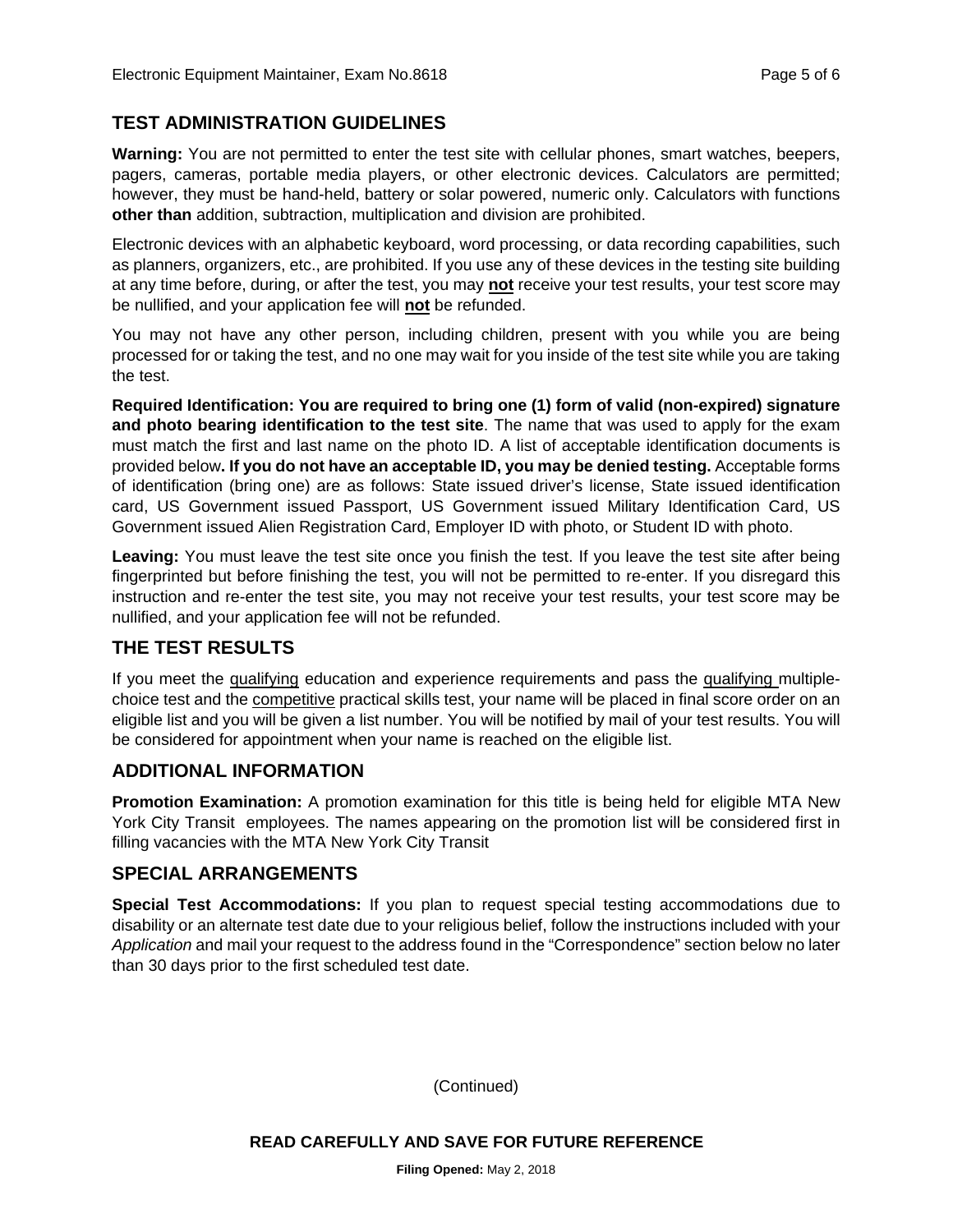## TEST ADMINISTRATION GUIDELINES

**Warning:** You are not permitted to enter the test site with cellular phones, smart watches, beepers, pagers, cameras, portable media players, or other electronic devices. Calculators are permitted; however, they must be hand-held, battery or solar powered, numeric only. Calculators with functions **other than** addition, subtraction, multiplication and division are prohibited.

Electronic devices with an alphabetic keyboard, word processing, or data recording capabilities, such as planners, organizers, etc., are prohibited. If you use any of these devices in the testing site building at any time before, during, or after the test, you may **not** receive your test results, your test score may be nullified, and your application fee will **not** be refunded.

You may not have any other person, including children, present with you while you are being processed for or taking the test, and no one may wait for you inside of the test site while you are taking the test.

**Required Identification: You are required to bring one (1) form of valid (non-expired) signature and photo bearing identification to the test site**. The name that was used to apply for the exam must match the first and last name on the photo ID. A list of acceptable identification documents is provided below**. If you do not have an acceptable ID, you may be denied testing.** Acceptable forms of identification (bring one) are as follows: State issued driver's license, State issued identification card, US Government issued Passport, US Government issued Military Identification Card, US Government issued Alien Registration Card, Employer ID with photo, or Student ID with photo.

**Leaving:** You must leave the test site once you finish the test. If you leave the test site after being fingerprinted but before finishing the test, you will not be permitted to re-enter. If you disregard this instruction and re-enter the test site, you may not receive your test results, your test score may be nullified, and your application fee will not be refunded.

## THE TEST RESULTS

If you meet the qualifying education and experience requirements and pass the qualifying multiple-choice test and the competitive practical skills test, your name will be placed in final score order on an eligible list and you will be given a list number. You will be notified by mail of your test results. You will be considered for appointment when your name is reached on the eligible list.

## ADDITIONAL INFORMATION

**Promotion Examination:** A promotion examination for this title is being held for eligible MTA New York City Transit employees. The names appearing on the promotion list will be considered first in filling vacancies with the MTA New York City Transit

## SPECIAL ARRANGEMENTS

**Special Test Accommodations:** If you plan to request special testing accommodations due to disability or an alternate test date due to your religious belief, follow the instructions included with your *Application* and mail your request to the address found in the "Correspondence" section below no later than 30 days prior to the first scheduled test date.

(Continued)

**READ CAREFULLY AND SAVE FOR FUTURE REFERENCE**

**Filing Opened:** May 2, 2018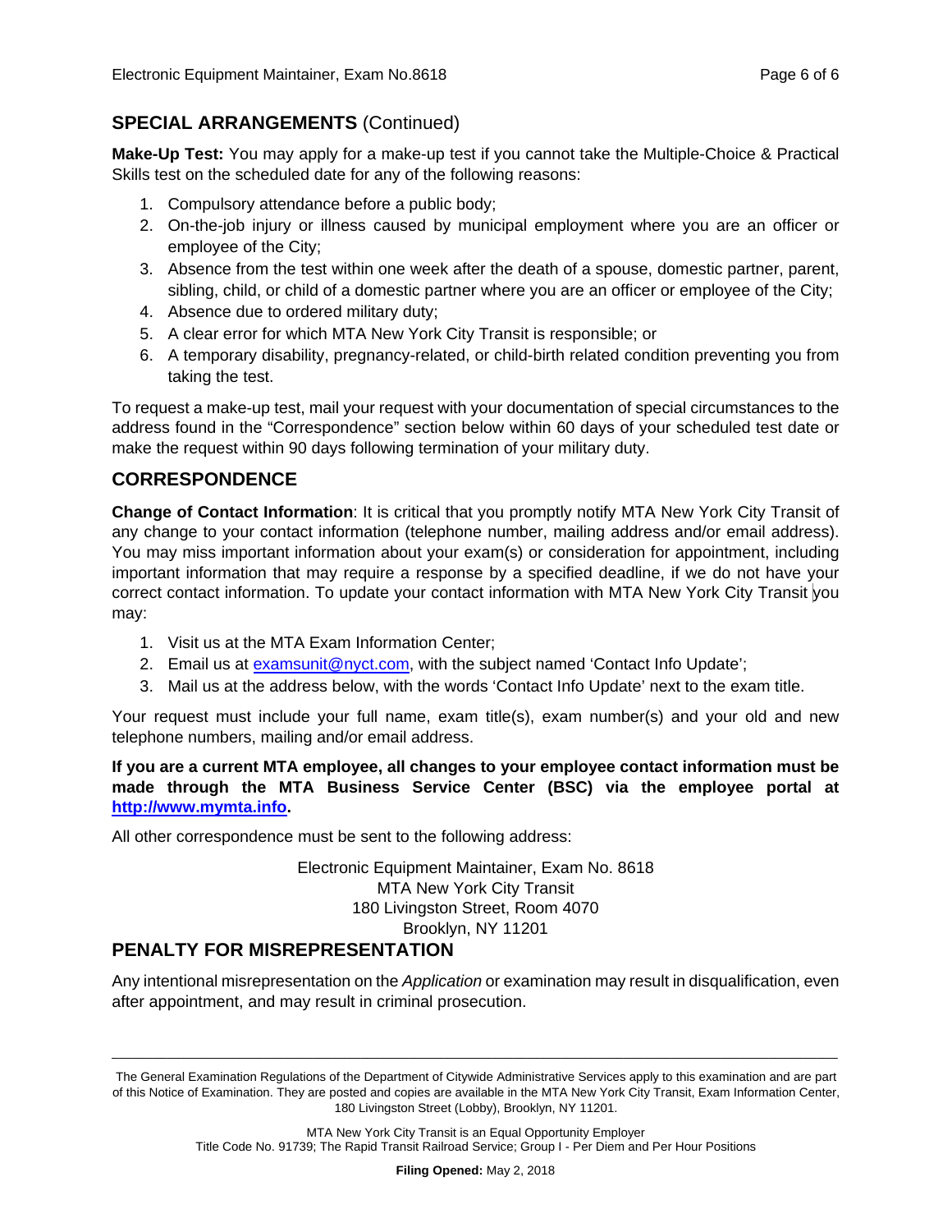## SPECIAL ARRANGEMENTS (Continued)

**Make-Up Test:** You may apply for a make-up test if you cannot take the Multiple-Choice & Practical Skills test on the scheduled date for any of the following reasons:

1. Compulsory attendance before a public body;
2. On-the-job injury or illness caused by municipal employment where you are an officer or employee of the City;
3. Absence from the test within one week after the death of a spouse, domestic partner, parent, sibling, child, or child of a domestic partner where you are an officer or employee of the City;
4. Absence due to ordered military duty;
5. A clear error for which MTA New York City Transit is responsible; or
6. A temporary disability, pregnancy-related, or child-birth related condition preventing you from taking the test.

To request a make-up test, mail your request with your documentation of special circumstances to the address found in the "Correspondence" section below within 60 days of your scheduled test date or make the request within 90 days following termination of your military duty.

## CORRESPONDENCE

**Change of Contact Information**: It is critical that you promptly notify MTA New York City Transit of any change to your contact information (telephone number, mailing address and/or email address). You may miss important information about your exam(s) or consideration for appointment, including important information that may require a response by a specified deadline, if we do not have your correct contact information. To update your contact information with MTA New York City Transit you may:

1. Visit us at the MTA Exam Information Center;
2. Email us at examsunit@nyct.com, with the subject named 'Contact Info Update';
3. Mail us at the address below, with the words 'Contact Info Update' next to the exam title.

Your request must include your full name, exam title(s), exam number(s) and your old and new telephone numbers, mailing and/or email address.

**If you are a current MTA employee, all changes to your employee contact information must be made through the MTA Business Service Center (BSC) via the employee portal at http://www.mymta.info.**

All other correspondence must be sent to the following address:

Electronic Equipment Maintainer, Exam No. 8618
MTA New York City Transit
180 Livingston Street, Room 4070
Brooklyn, NY 11201

## PENALTY FOR MISREPRESENTATION

Any intentional misrepresentation on the *Application* or examination may result in disqualification, even after appointment, and may result in criminal prosecution.

---

The General Examination Regulations of the Department of Citywide Administrative Services apply to this examination and are part of this Notice of Examination. They are posted and copies are available in the MTA New York City Transit, Exam Information Center, 180 Livingston Street (Lobby), Brooklyn, NY 11201.

MTA New York City Transit is an Equal Opportunity Employer
Title Code No. 91739; The Rapid Transit Railroad Service; Group I - Per Diem and Per Hour Positions

**Filing Opened:** May 2, 2018